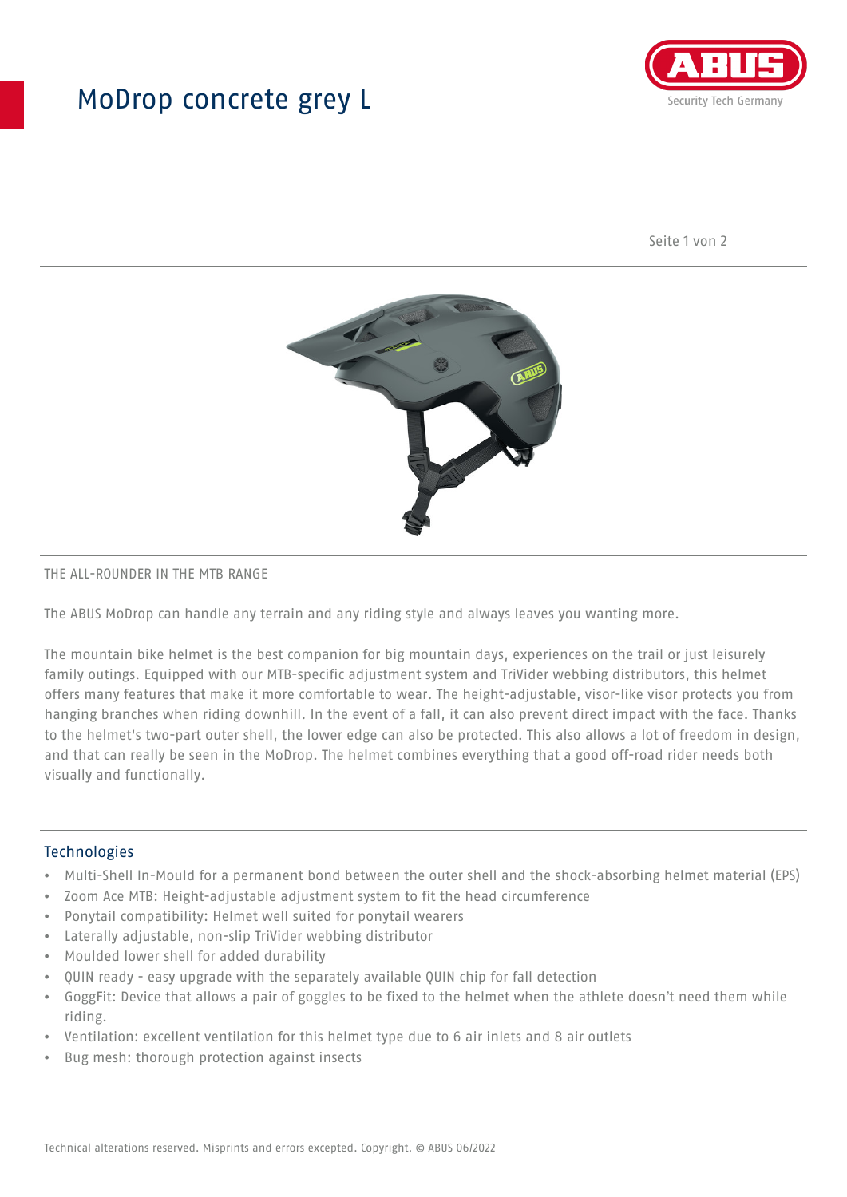# ModDrop concrete grey L

THE ALL-ROUNDER IN THE MTB RANGE

The ABUS MoDrop can handle any terrain and any riding style and always leaves you wanting more.

The mountain bike helmet is the best companion for big mountain days, experiences on the trail or just leisurely family outings. Equipped with our MTB-specific adjustment system and TriVider webbing distributors, this helmet offers many features that make it more comfortable to wear. The height-adjustable, visor-like visor protects you from hanging branches when riding downhill. In the event of a fall, it can also prevent direct impact with the face. Thanks to the helmet's two-part outer shell, the lower edge can also be protected. This also allows a lot of freedom in design, and that can really be seen in the MoDrop. The helmet combines everything that a good off-road rider needs both visually and functionally.

## Technologies

- Multi-Shell In-Mould for a permanent bond between the outer shell and the shock-absorbing helmet material (EPS)
- Zoom Ace MTB: Height-adjustable adjustment system to fit the head circumference
- Ponytail compatibility: Helmet well suited for ponytail wearers
- Laterally adjustable, non-slip TriVider webbing distributor
- Moulded lower shell for added durability
- QUIN ready - easy upgrade with the separately available QUIN chip for fall detection
- GoggFit: Device that allows a pair of goggles to be fixed to the helmet when the athlete doesn't need them while riding.
- Ventilation: excellent ventilation for this helmet type due to 6 air inlets and 8 air outlets
- Bug mesh: thorough protection against insects

Technical alterations reserved. Misprints and errors excepted. Copyright. © ABUS 06/2022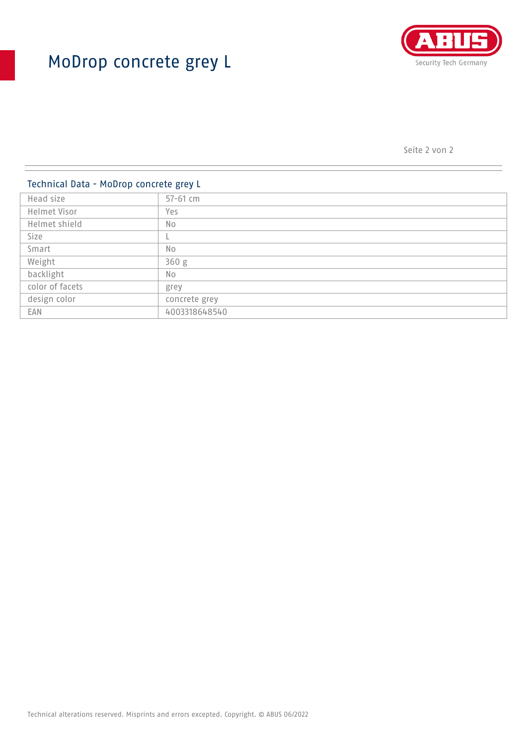# MoDrop concrete grey L

## Technical Data - MoDrop concrete grey L

| | |
|---|---|
| Head size | 57-61 cm |
| Helmet Visor | Yes |
| Helmet shield | No |
| Size | L |
| Smart | No |
| Weight | 360 g |
| backlight | No |
| color of facets | grey |
| design color | concrete grey |
| EAN | 4003318648540 |

Technical alterations reserved. Misprints and errors excepted. Copyright. © ABUS 06/2022